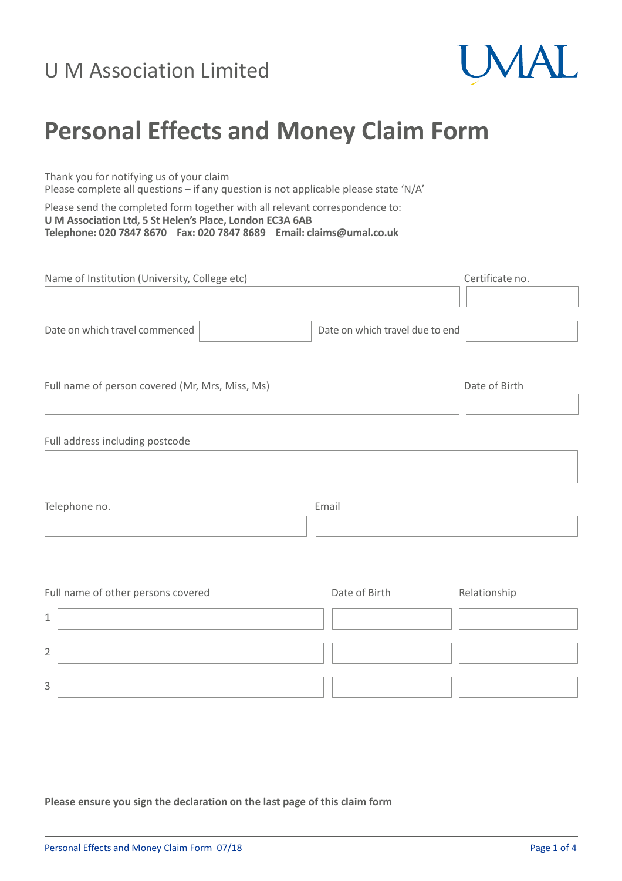U M Association Limited

UMAL

# Personal Effects and Money Claim Form

Thank you for notifying us of your claim
Please complete all questions – if any question is not applicable please state 'N/A'

Please send the completed form together with all relevant correspondence to:
**U M Association Ltd, 5 St Helen's Place, London EC3A 6AB**
**Telephone: 020 7847 8670 Fax: 020 7847 8689 Email: claims@umal.co.uk**

| Name of Institution (University, College etc) | Certificate no. |
|---|---|
| | |

| Date on which travel commenced | | Date on which travel due to end | |
|---|---|---|---|

| Full name of person covered (Mr, Mrs, Miss, Ms) | Date of Birth |
|---|---|
| | |

Full address including postcode

| Telephone no. | Email |
|---|---|
| | |

| | Full name of other persons covered | Date of Birth | Relationship |
|---|---|---|---|
| 1 | | | |
| 2 | | | |
| 3 | | | |

**Please ensure you sign the declaration on the last page of this claim form**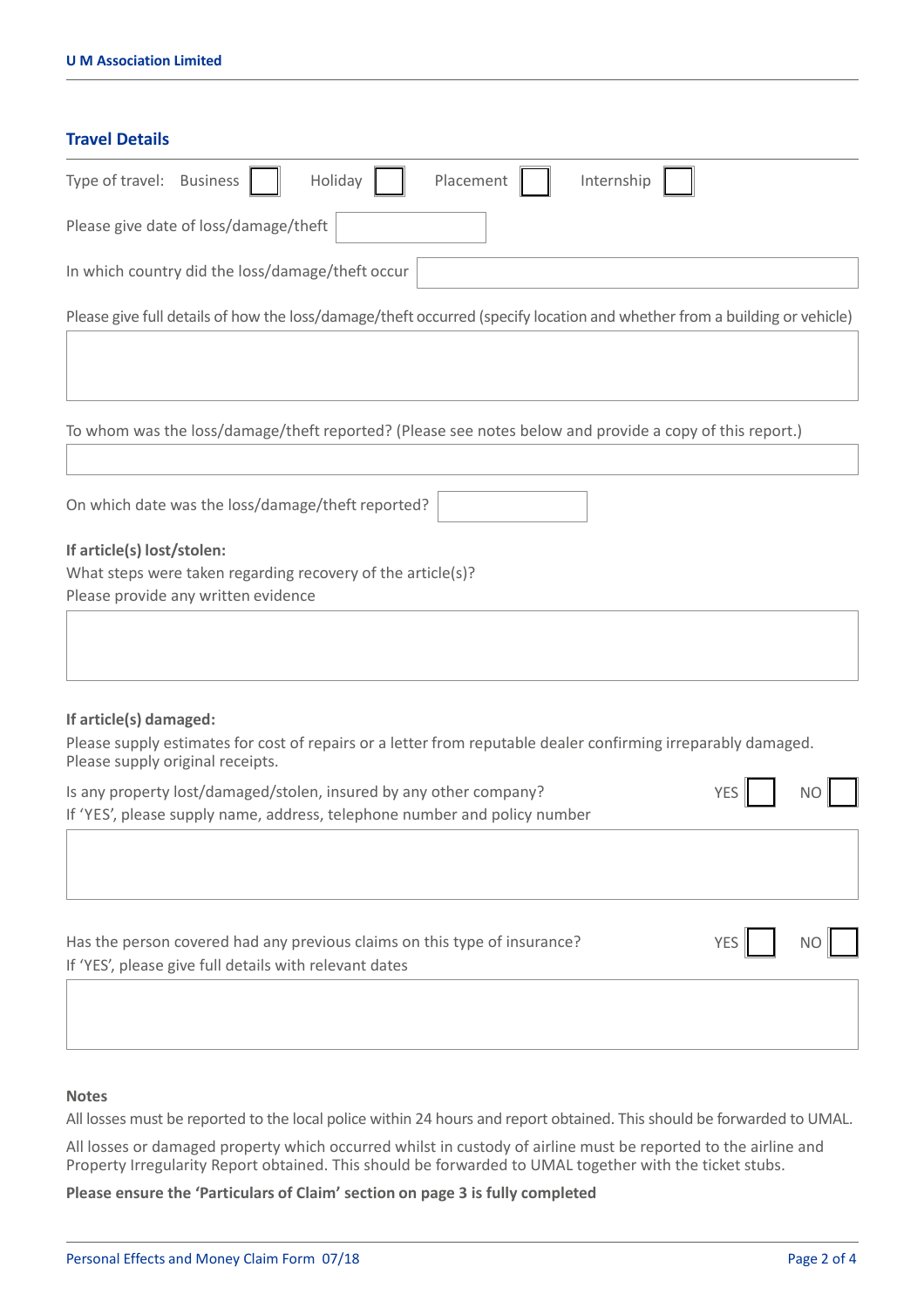## Travel Details

Type of travel: Business ☐ Holiday ☐ Placement ☐ Internship ☐

Please give date of loss/damage/theft

In which country did the loss/damage/theft occur

Please give full details of how the loss/damage/theft occurred (specify location and whether from a building or vehicle)

To whom was the loss/damage/theft reported? (Please see notes below and provide a copy of this report.)

On which date was the loss/damage/theft reported?

**If article(s) lost/stolen:**

What steps were taken regarding recovery of the article(s)?
Please provide any written evidence

**If article(s) damaged:**

Please supply estimates for cost of repairs or a letter from reputable dealer confirming irreparably damaged.
Please supply original receipts.

Is any property lost/damaged/stolen, insured by any other company? YES ☐ NO ☐
If 'YES', please supply name, address, telephone number and policy number

Has the person covered had any previous claims on this type of insurance? YES ☐ NO ☐
If 'YES', please give full details with relevant dates

**Notes**

All losses must be reported to the local police within 24 hours and report obtained. This should be forwarded to UMAL.

All losses or damaged property which occurred whilst in custody of airline must be reported to the airline and Property Irregularity Report obtained. This should be forwarded to UMAL together with the ticket stubs.

**Please ensure the 'Particulars of Claim' section on page 3 is fully completed**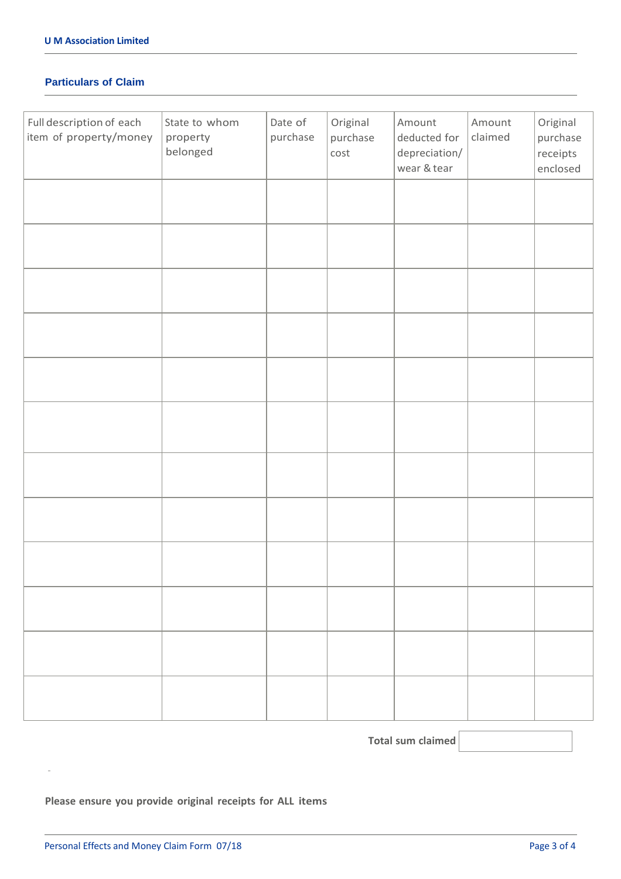## Particulars of Claim

| Full description of each item of property/money | State to whom property belonged | Date of purchase | Original purchase cost | Amount deducted for depreciation/ wear & tear | Amount claimed | Original purchase receipts enclosed |
|---|---|---|---|---|---|---|
| | | | | | | |
| | | | | | | |
| | | | | | | |
| | | | | | | |
| | | | | | | |
| | | | | | | |
| | | | | | | |
| | | | | | | |
| | | | | | | |
| | | | | | | |
| | | | | | | |
| | | | | | | |

**Total sum claimed** ____________

**Please ensure you provide original receipts for ALL items**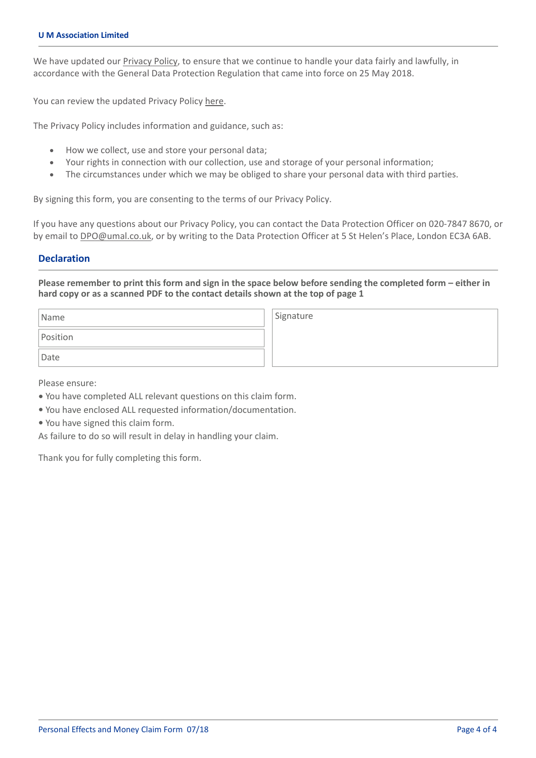We have updated our Privacy Policy, to ensure that we continue to handle your data fairly and lawfully, in accordance with the General Data Protection Regulation that came into force on 25 May 2018.

You can review the updated Privacy Policy here.

The Privacy Policy includes information and guidance, such as:

- How we collect, use and store your personal data;
- Your rights in connection with our collection, use and storage of your personal information;
- The circumstances under which we may be obliged to share your personal data with third parties.

By signing this form, you are consenting to the terms of our Privacy Policy.

If you have any questions about our Privacy Policy, you can contact the Data Protection Officer on 020-7847 8670, or by email to DPO@umal.co.uk, or by writing to the Data Protection Officer at 5 St Helen's Place, London EC3A 6AB.

## Declaration

**Please remember to print this form and sign in the space below before sending the completed form – either in hard copy or as a scanned PDF to the contact details shown at the top of page 1**

| | |
|---|---|
| Name | Signature |
| Position | |
| Date | |

Please ensure:

- You have completed ALL relevant questions on this claim form.
- You have enclosed ALL requested information/documentation.
- You have signed this claim form.

As failure to do so will result in delay in handling your claim.

Thank you for fully completing this form.